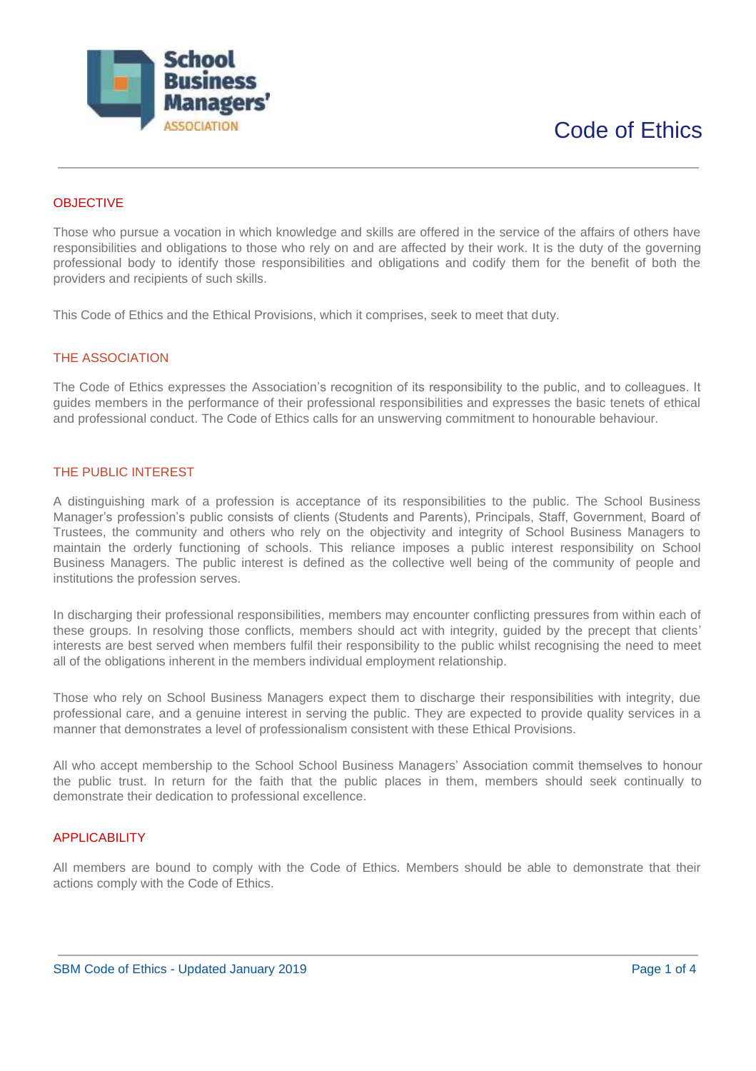School Business Managers' ASSOCIATION

# Code of Ethics

## OBJECTIVE

Those who pursue a vocation in which knowledge and skills are offered in the service of the affairs of others have responsibilities and obligations to those who rely on and are affected by their work. It is the duty of the governing professional body to identify those responsibilities and obligations and codify them for the benefit of both the providers and recipients of such skills.

This Code of Ethics and the Ethical Provisions, which it comprises, seek to meet that duty.

## THE ASSOCIATION

The Code of Ethics expresses the Association's recognition of its responsibility to the public, and to colleagues. It guides members in the performance of their professional responsibilities and expresses the basic tenets of ethical and professional conduct. The Code of Ethics calls for an unswerving commitment to honourable behaviour.

## THE PUBLIC INTEREST

A distinguishing mark of a profession is acceptance of its responsibilities to the public. The School Business Manager's profession's public consists of clients (Students and Parents), Principals, Staff, Government, Board of Trustees, the community and others who rely on the objectivity and integrity of School Business Managers to maintain the orderly functioning of schools. This reliance imposes a public interest responsibility on School Business Managers. The public interest is defined as the collective well being of the community of people and institutions the profession serves.

In discharging their professional responsibilities, members may encounter conflicting pressures from within each of these groups. In resolving those conflicts, members should act with integrity, guided by the precept that clients' interests are best served when members fulfil their responsibility to the public whilst recognising the need to meet all of the obligations inherent in the members individual employment relationship.

Those who rely on School Business Managers expect them to discharge their responsibilities with integrity, due professional care, and a genuine interest in serving the public. They are expected to provide quality services in a manner that demonstrates a level of professionalism consistent with these Ethical Provisions.

All who accept membership to the School School Business Managers' Association commit themselves to honour the public trust. In return for the faith that the public places in them, members should seek continually to demonstrate their dedication to professional excellence.

## APPLICABILITY

All members are bound to comply with the Code of Ethics. Members should be able to demonstrate that their actions comply with the Code of Ethics.

SBM Code of Ethics - Updated January 2019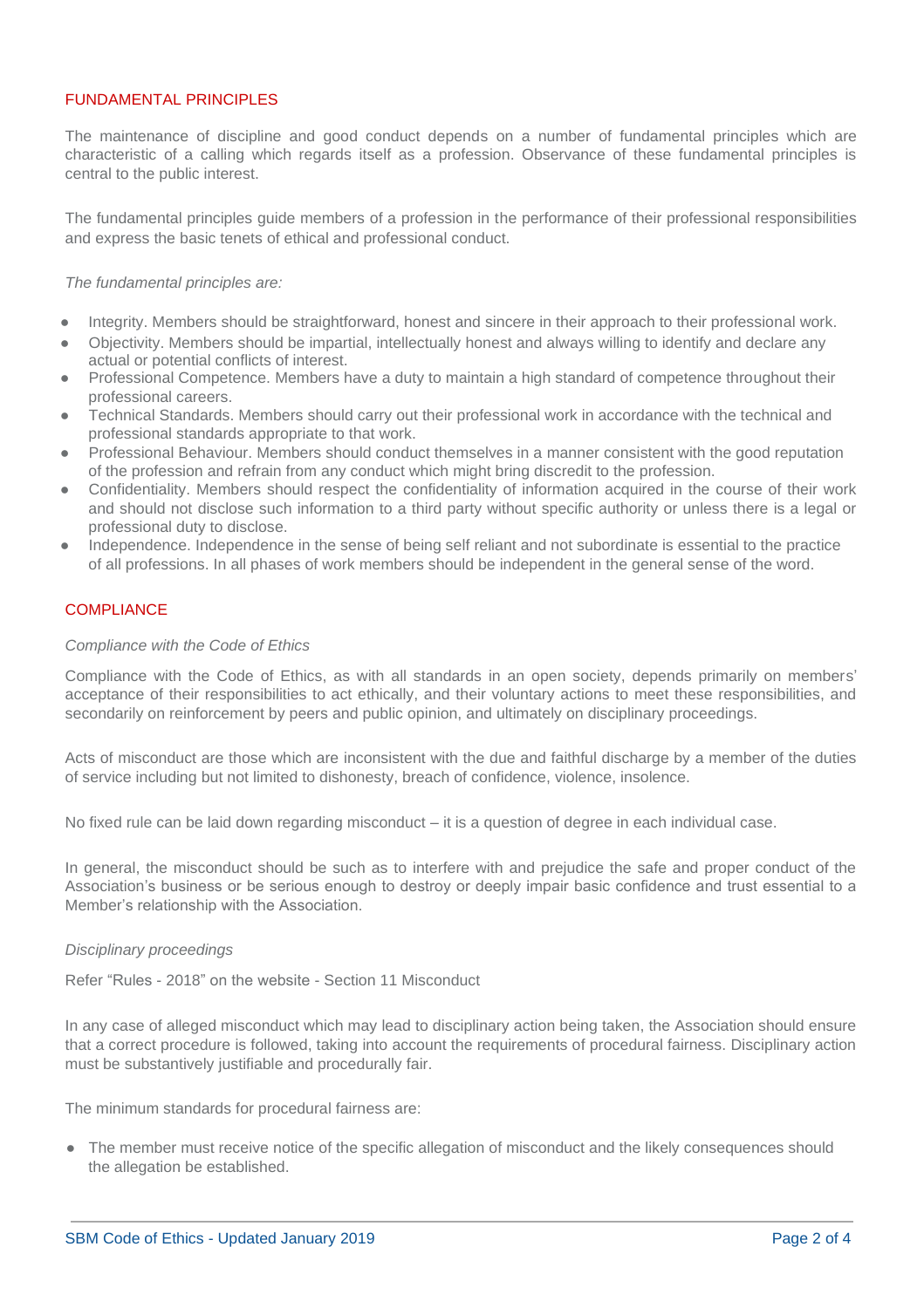## FUNDAMENTAL PRINCIPLES

The maintenance of discipline and good conduct depends on a number of fundamental principles which are characteristic of a calling which regards itself as a profession. Observance of these fundamental principles is central to the public interest.

The fundamental principles guide members of a profession in the performance of their professional responsibilities and express the basic tenets of ethical and professional conduct.

*The fundamental principles are:*

- Integrity. Members should be straightforward, honest and sincere in their approach to their professional work.
- Objectivity. Members should be impartial, intellectually honest and always willing to identify and declare any actual or potential conflicts of interest.
- Professional Competence. Members have a duty to maintain a high standard of competence throughout their professional careers.
- Technical Standards. Members should carry out their professional work in accordance with the technical and professional standards appropriate to that work.
- Professional Behaviour. Members should conduct themselves in a manner consistent with the good reputation of the profession and refrain from any conduct which might bring discredit to the profession.
- Confidentiality. Members should respect the confidentiality of information acquired in the course of their work and should not disclose such information to a third party without specific authority or unless there is a legal or professional duty to disclose.
- Independence. Independence in the sense of being self reliant and not subordinate is essential to the practice of all professions. In all phases of work members should be independent in the general sense of the word.

## COMPLIANCE

*Compliance with the Code of Ethics*

Compliance with the Code of Ethics, as with all standards in an open society, depends primarily on members' acceptance of their responsibilities to act ethically, and their voluntary actions to meet these responsibilities, and secondarily on reinforcement by peers and public opinion, and ultimately on disciplinary proceedings.

Acts of misconduct are those which are inconsistent with the due and faithful discharge by a member of the duties of service including but not limited to dishonesty, breach of confidence, violence, insolence.

No fixed rule can be laid down regarding misconduct – it is a question of degree in each individual case.

In general, the misconduct should be such as to interfere with and prejudice the safe and proper conduct of the Association's business or be serious enough to destroy or deeply impair basic confidence and trust essential to a Member's relationship with the Association.

*Disciplinary proceedings*

Refer "Rules - 2018" on the website - Section 11 Misconduct

In any case of alleged misconduct which may lead to disciplinary action being taken, the Association should ensure that a correct procedure is followed, taking into account the requirements of procedural fairness. Disciplinary action must be substantively justifiable and procedurally fair.

The minimum standards for procedural fairness are:

- The member must receive notice of the specific allegation of misconduct and the likely consequences should the allegation be established.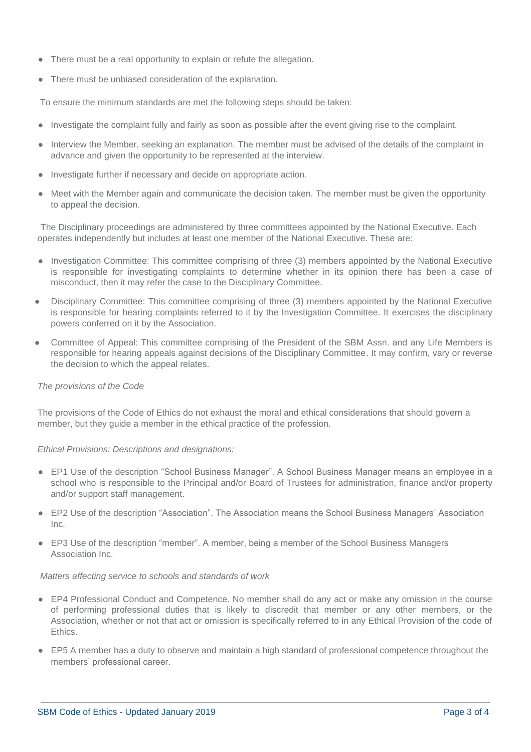- There must be a real opportunity to explain or refute the allegation.
- There must be unbiased consideration of the explanation.

To ensure the minimum standards are met the following steps should be taken:

- Investigate the complaint fully and fairly as soon as possible after the event giving rise to the complaint.
- Interview the Member, seeking an explanation. The member must be advised of the details of the complaint in advance and given the opportunity to be represented at the interview.
- Investigate further if necessary and decide on appropriate action.
- Meet with the Member again and communicate the decision taken. The member must be given the opportunity to appeal the decision.

The Disciplinary proceedings are administered by three committees appointed by the National Executive. Each operates independently but includes at least one member of the National Executive. These are:

- Investigation Committee: This committee comprising of three (3) members appointed by the National Executive is responsible for investigating complaints to determine whether in its opinion there has been a case of misconduct, then it may refer the case to the Disciplinary Committee.
- Disciplinary Committee: This committee comprising of three (3) members appointed by the National Executive is responsible for hearing complaints referred to it by the Investigation Committee. It exercises the disciplinary powers conferred on it by the Association.
- Committee of Appeal: This committee comprising of the President of the SBM Assn. and any Life Members is responsible for hearing appeals against decisions of the Disciplinary Committee. It may confirm, vary or reverse the decision to which the appeal relates.

*The provisions of the Code*

The provisions of the Code of Ethics do not exhaust the moral and ethical considerations that should govern a member, but they guide a member in the ethical practice of the profession.

*Ethical Provisions: Descriptions and designations:*

- EP1 Use of the description "School Business Manager". A School Business Manager means an employee in a school who is responsible to the Principal and/or Board of Trustees for administration, finance and/or property and/or support staff management.
- EP2 Use of the description "Association". The Association means the School Business Managers' Association Inc.
- EP3 Use of the description "member". A member, being a member of the School Business Managers Association Inc.

*Matters affecting service to schools and standards of work*

- EP4 Professional Conduct and Competence. No member shall do any act or make any omission in the course of performing professional duties that is likely to discredit that member or any other members, or the Association, whether or not that act or omission is specifically referred to in any Ethical Provision of the code of Ethics.
- EP5 A member has a duty to observe and maintain a high standard of professional competence throughout the members' professional career.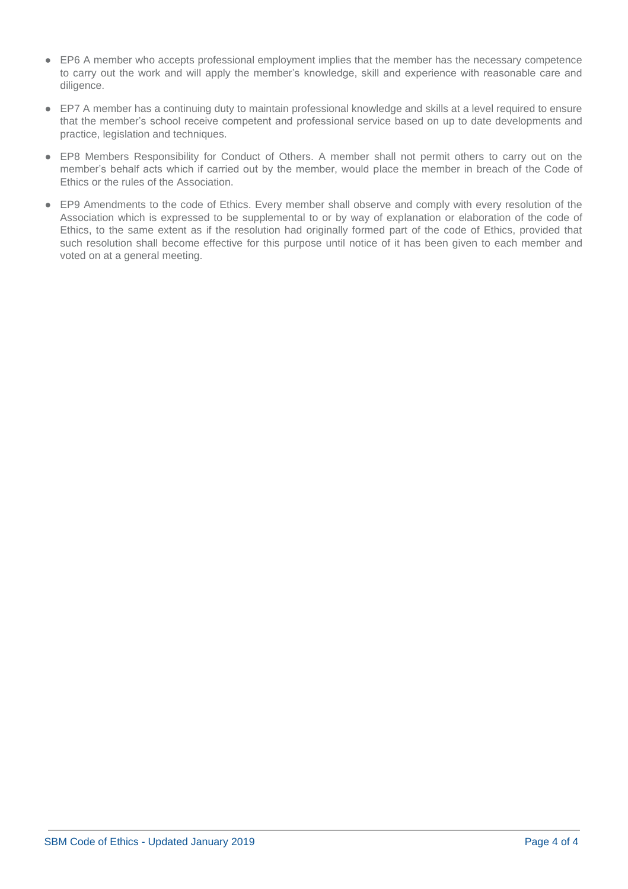- EP6 A member who accepts professional employment implies that the member has the necessary competence to carry out the work and will apply the member's knowledge, skill and experience with reasonable care and diligence.
- EP7 A member has a continuing duty to maintain professional knowledge and skills at a level required to ensure that the member's school receive competent and professional service based on up to date developments and practice, legislation and techniques.
- EP8 Members Responsibility for Conduct of Others. A member shall not permit others to carry out on the member's behalf acts which if carried out by the member, would place the member in breach of the Code of Ethics or the rules of the Association.
- EP9 Amendments to the code of Ethics. Every member shall observe and comply with every resolution of the Association which is expressed to be supplemental to or by way of explanation or elaboration of the code of Ethics, to the same extent as if the resolution had originally formed part of the code of Ethics, provided that such resolution shall become effective for this purpose until notice of it has been given to each member and voted on at a general meeting.